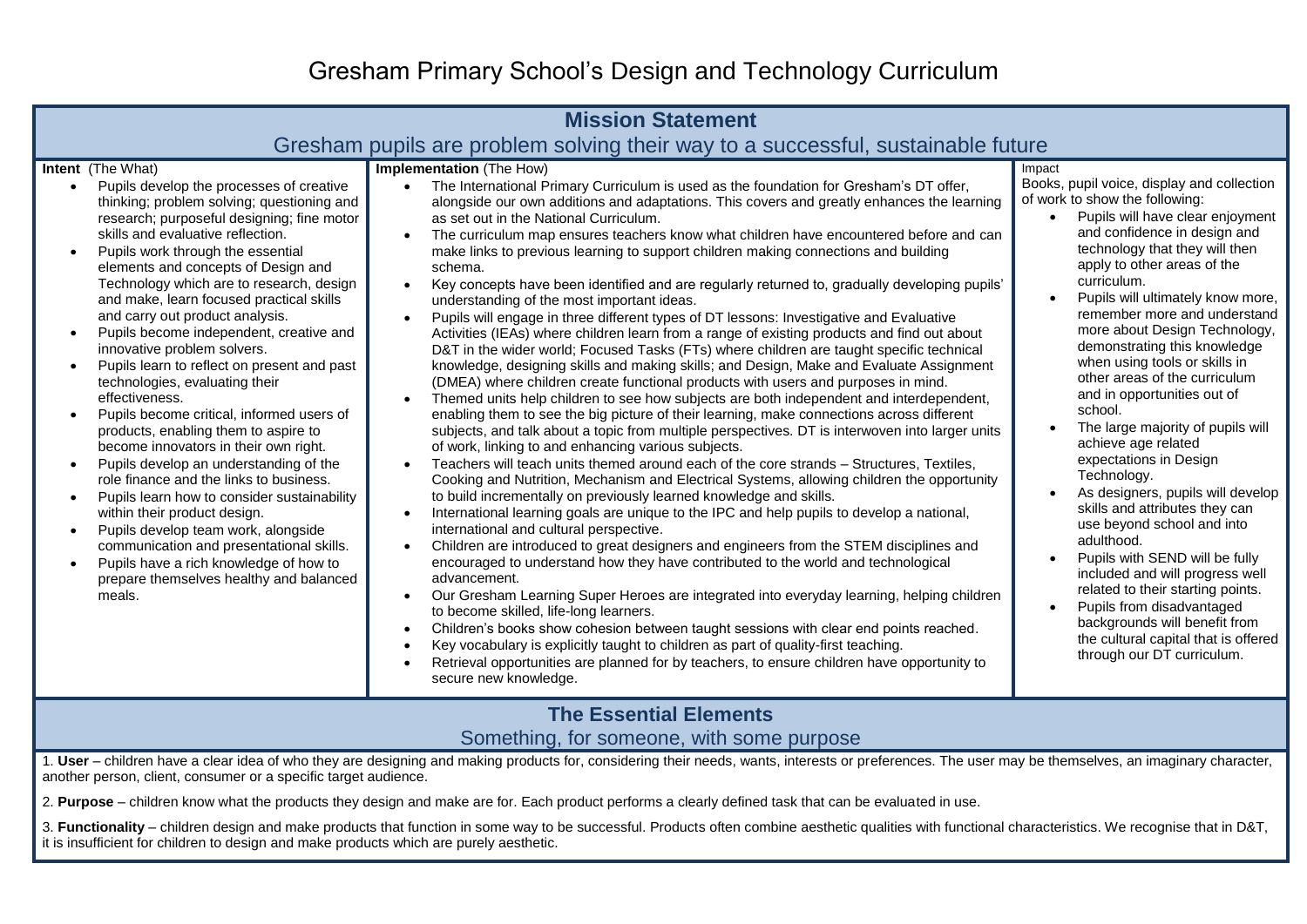# Gresham Primary School's Design and Technology Curriculum

## Mission Statement

Gresham pupils are problem solving their way to a successful, sustainable future

### Intent (The What)

- Pupils develop the processes of creative thinking; problem solving; questioning and research; purposeful designing; fine motor skills and evaluative reflection.
- Pupils work through the essential elements and concepts of Design and Technology which are to research, design and make, learn focused practical skills and carry out product analysis.
- Pupils become independent, creative and innovative problem solvers.
- Pupils learn to reflect on present and past technologies, evaluating their effectiveness.
- Pupils become critical, informed users of products, enabling them to aspire to become innovators in their own right.
- Pupils develop an understanding of the role finance and the links to business.
- Pupils learn how to consider sustainability within their product design.
- Pupils develop team work, alongside communication and presentational skills.
- Pupils have a rich knowledge of how to prepare themselves healthy and balanced meals.

### Implementation (The How)

- The International Primary Curriculum is used as the foundation for Gresham's DT offer, alongside our own additions and adaptations. This covers and greatly enhances the learning as set out in the National Curriculum.
- The curriculum map ensures teachers know what children have encountered before and can make links to previous learning to support children making connections and building schema.
- Key concepts have been identified and are regularly returned to, gradually developing pupils' understanding of the most important ideas.
- Pupils will engage in three different types of DT lessons: Investigative and Evaluative Activities (IEAs) where children learn from a range of existing products and find out about D&T in the wider world; Focused Tasks (FTs) where children are taught specific technical knowledge, designing skills and making skills; and Design, Make and Evaluate Assignment (DMEA) where children create functional products with users and purposes in mind.
- Themed units help children to see how subjects are both independent and interdependent, enabling them to see the big picture of their learning, make connections across different subjects, and talk about a topic from multiple perspectives. DT is interwoven into larger units of work, linking to and enhancing various subjects.
- Teachers will teach units themed around each of the core strands – Structures, Textiles, Cooking and Nutrition, Mechanism and Electrical Systems, allowing children the opportunity to build incrementally on previously learned knowledge and skills.
- International learning goals are unique to the IPC and help pupils to develop a national, international and cultural perspective.
- Children are introduced to great designers and engineers from the STEM disciplines and encouraged to understand how they have contributed to the world and technological advancement.
- Our Gresham Learning Super Heroes are integrated into everyday learning, helping children to become skilled, life-long learners.
- Children's books show cohesion between taught sessions with clear end points reached.
- Key vocabulary is explicitly taught to children as part of quality-first teaching.
- Retrieval opportunities are planned for by teachers, to ensure children have opportunity to secure new knowledge.

### Impact

Books, pupil voice, display and collection of work to show the following:

- Pupils will have clear enjoyment and confidence in design and technology that they will then apply to other areas of the curriculum.
- Pupils will ultimately know more, remember more and understand more about Design Technology, demonstrating this knowledge when using tools or skills in other areas of the curriculum and in opportunities out of school.
- The large majority of pupils will achieve age related expectations in Design Technology.
- As designers, pupils will develop skills and attributes they can use beyond school and into adulthood.
- Pupils with SEND will be fully included and will progress well related to their starting points.
- Pupils from disadvantaged backgrounds will benefit from the cultural capital that is offered through our DT curriculum.

## The Essential Elements

Something, for someone, with some purpose

1. **User** – children have a clear idea of who they are designing and making products for, considering their needs, wants, interests or preferences. The user may be themselves, an imaginary character, another person, client, consumer or a specific target audience.

2. **Purpose** – children know what the products they design and make are for. Each product performs a clearly defined task that can be evaluated in use.

3. **Functionality** – children design and make products that function in some way to be successful. Products often combine aesthetic qualities with functional characteristics. We recognise that in D&T, it is insufficient for children to design and make products which are purely aesthetic.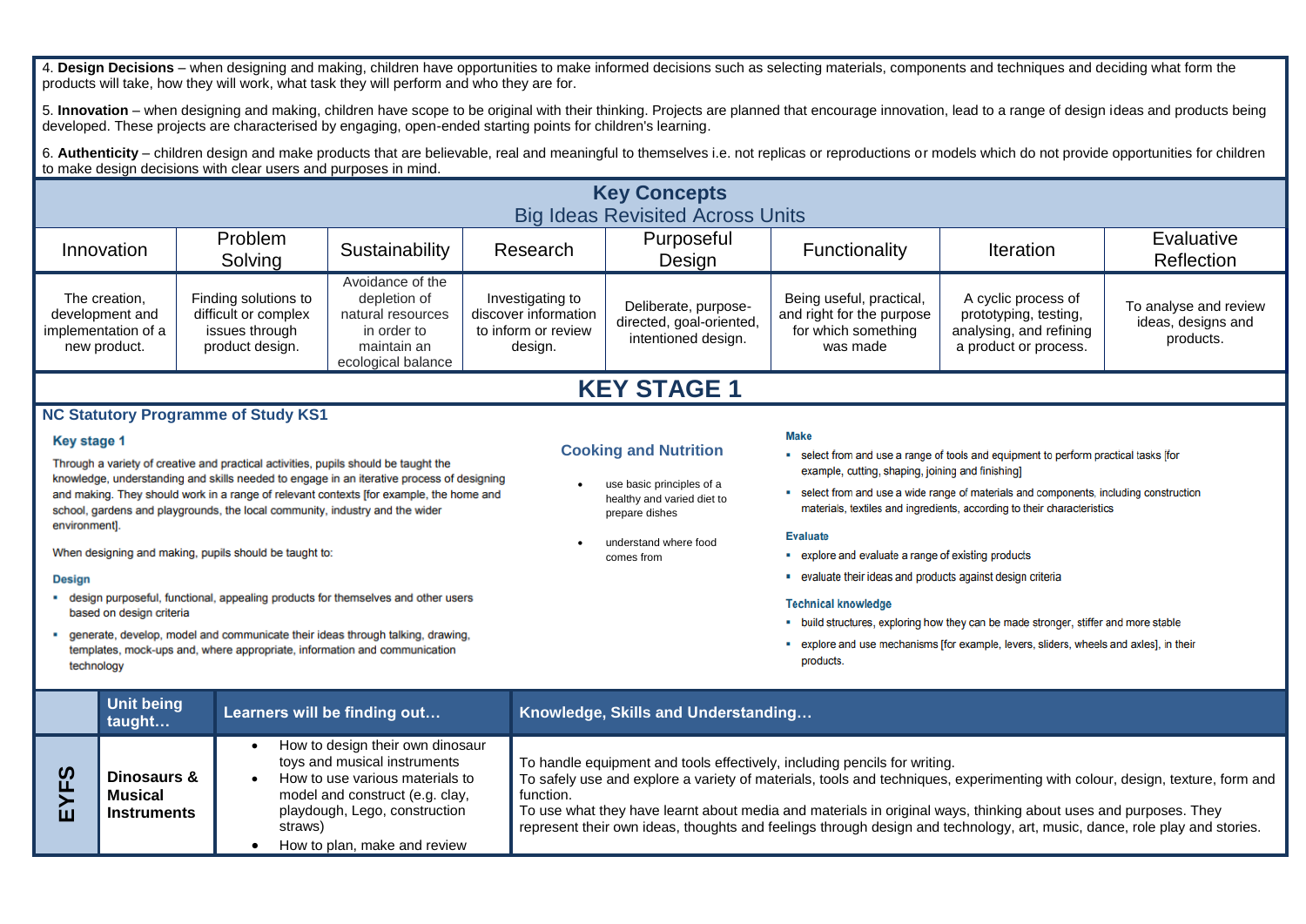4. **Design Decisions** – when designing and making, children have opportunities to make informed decisions such as selecting materials, components and techniques and deciding what form the products will take, how they will work, what task they will perform and who they are for.

5. **Innovation** – when designing and making, children have scope to be original with their thinking. Projects are planned that encourage innovation, lead to a range of design ideas and products being developed. These projects are characterised by engaging, open-ended starting points for children's learning.

6. **Authenticity** – children design and make products that are believable, real and meaningful to themselves i.e. not replicas or reproductions or models which do not provide opportunities for children to make design decisions with clear users and purposes in mind.

## Key Concepts
### Big Ideas Revisited Across Units

| Innovation | Problem Solving | Sustainability | Research | Purposeful Design | Functionality | Iteration | Evaluative Reflection |
|---|---|---|---|---|---|---|---|
| The creation, development and implementation of a new product. | Finding solutions to difficult or complex issues through product design. | Avoidance of the depletion of natural resources in order to maintain an ecological balance | Investigating to discover information to inform or review design. | Deliberate, purpose-directed, goal-oriented, intentioned design. | Being useful, practical, and right for the purpose for which something was made | A cyclic process of prototyping, testing, analysing, and refining a product or process. | To analyse and review ideas, designs and products. |

# KEY STAGE 1

## NC Statutory Programme of Study KS1

### Key stage 1

Through a variety of creative and practical activities, pupils should be taught the knowledge, understanding and skills needed to engage in an iterative process of designing and making. They should work in a range of relevant contexts [for example, the home and school, gardens and playgrounds, the local community, industry and the wider environment].

When designing and making, pupils should be taught to:

**Design**

- design purposeful, functional, appealing products for themselves and other users based on design criteria
- generate, develop, model and communicate their ideas through talking, drawing, templates, mock-ups and, where appropriate, information and communication technology

**Cooking and Nutrition**

- use basic principles of a healthy and varied diet to prepare dishes
- understand where food comes from

**Make**

- select from and use a range of tools and equipment to perform practical tasks [for example, cutting, shaping, joining and finishing]
- select from and use a wide range of materials and components, including construction materials, textiles and ingredients, according to their characteristics

**Evaluate**

- explore and evaluate a range of existing products
- evaluate their ideas and products against design criteria

**Technical knowledge**

- build structures, exploring how they can be made stronger, stiffer and more stable
- explore and use mechanisms [for example, levers, sliders, wheels and axles], in their products.

| | Unit being taught… | Learners will be finding out… | Knowledge, Skills and Understanding… |
|---|---|---|---|
| **EYFS** | **Dinosaurs & Musical Instruments** | • How to design their own dinosaur toys and musical instruments<br>• How to use various materials to model and construct (e.g. clay, playdough, Lego, construction straws)<br>• How to plan, make and review | To handle equipment and tools effectively, including pencils for writing.<br>To safely use and explore a variety of materials, tools and techniques, experimenting with colour, design, texture, form and function.<br>To use what they have learnt about media and materials in original ways, thinking about uses and purposes. They represent their own ideas, thoughts and feelings through design and technology, art, music, dance, role play and stories. |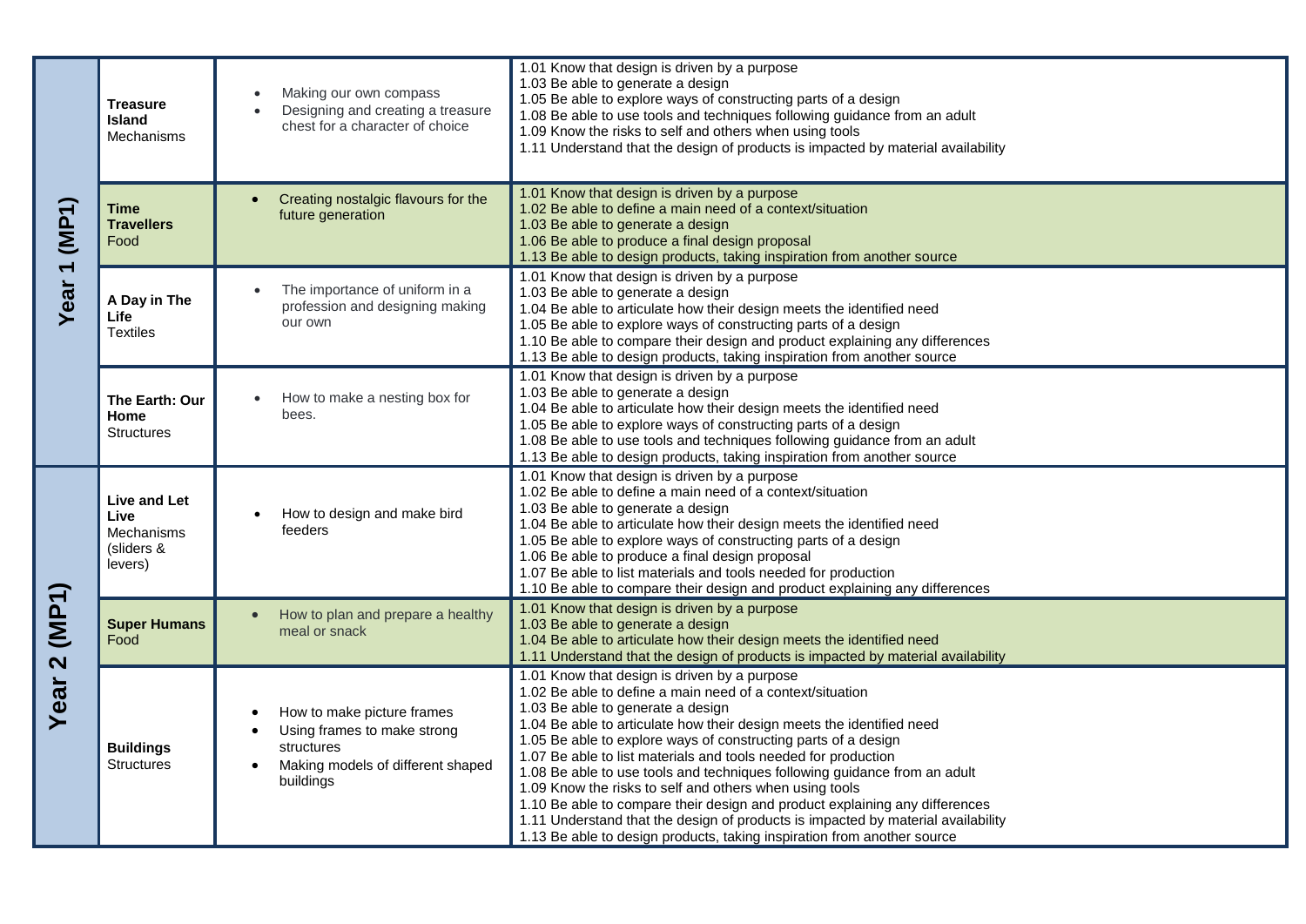| Year | Topic | Content | Objectives |
|---|---|---|---|
| Year 1 (MP1) | **Treasure Island** Mechanisms | • Making our own compass<br>• Designing and creating a treasure chest for a character of choice | 1.01 Know that design is driven by a purpose<br>1.03 Be able to generate a design<br>1.05 Be able to explore ways of constructing parts of a design<br>1.08 Be able to use tools and techniques following guidance from an adult<br>1.09 Know the risks to self and others when using tools<br>1.11 Understand that the design of products is impacted by material availability |
| | **Time Travellers** Food | • Creating nostalgic flavours for the future generation | 1.01 Know that design is driven by a purpose<br>1.02 Be able to define a main need of a context/situation<br>1.03 Be able to generate a design<br>1.06 Be able to produce a final design proposal<br>1.13 Be able to design products, taking inspiration from another source |
| | **A Day in The Life** Textiles | • The importance of uniform in a profession and designing making our own | 1.01 Know that design is driven by a purpose<br>1.03 Be able to generate a design<br>1.04 Be able to articulate how their design meets the identified need<br>1.05 Be able to explore ways of constructing parts of a design<br>1.10 Be able to compare their design and product explaining any differences<br>1.13 Be able to design products, taking inspiration from another source |
| | **The Earth: Our Home** Structures | • How to make a nesting box for bees. | 1.01 Know that design is driven by a purpose<br>1.03 Be able to generate a design<br>1.04 Be able to articulate how their design meets the identified need<br>1.05 Be able to explore ways of constructing parts of a design<br>1.08 Be able to use tools and techniques following guidance from an adult<br>1.13 Be able to design products, taking inspiration from another source |
| Year 2 (MP1) | **Live and Let Live** Mechanisms (sliders & levers) | • How to design and make bird feeders | 1.01 Know that design is driven by a purpose<br>1.02 Be able to define a main need of a context/situation<br>1.03 Be able to generate a design<br>1.04 Be able to articulate how their design meets the identified need<br>1.05 Be able to explore ways of constructing parts of a design<br>1.06 Be able to produce a final design proposal<br>1.07 Be able to list materials and tools needed for production<br>1.10 Be able to compare their design and product explaining any differences |
| | **Super Humans** Food | • How to plan and prepare a healthy meal or snack | 1.01 Know that design is driven by a purpose<br>1.03 Be able to generate a design<br>1.04 Be able to articulate how their design meets the identified need<br>1.11 Understand that the design of products is impacted by material availability |
| | **Buildings** Structures | • How to make picture frames<br>• Using frames to make strong structures<br>• Making models of different shaped buildings | 1.01 Know that design is driven by a purpose<br>1.02 Be able to define a main need of a context/situation<br>1.03 Be able to generate a design<br>1.04 Be able to articulate how their design meets the identified need<br>1.05 Be able to explore ways of constructing parts of a design<br>1.07 Be able to list materials and tools needed for production<br>1.08 Be able to use tools and techniques following guidance from an adult<br>1.09 Know the risks to self and others when using tools<br>1.10 Be able to compare their design and product explaining any differences<br>1.11 Understand that the design of products is impacted by material availability<br>1.13 Be able to design products, taking inspiration from another source |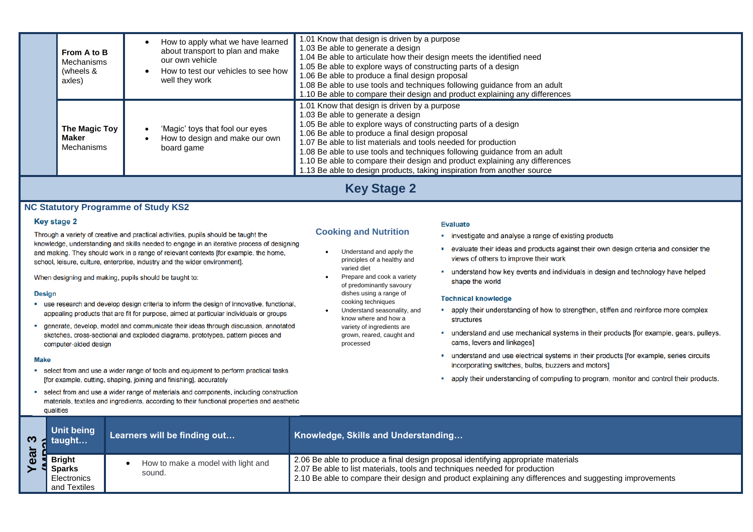| | | | |
|---|---|---|---|
| | **From A to B** Mechanisms (wheels & axles) | • How to apply what we have learned about transport to plan and make our own vehicle<br>• How to test our vehicles to see how well they work | 1.01 Know that design is driven by a purpose<br>1.03 Be able to generate a design<br>1.04 Be able to articulate how their design meets the identified need<br>1.05 Be able to explore ways of constructing parts of a design<br>1.06 Be able to produce a final design proposal<br>1.08 Be able to use tools and techniques following guidance from an adult<br>1.10 Be able to compare their design and product explaining any differences |
| | **The Magic Toy Maker** Mechanisms | • 'Magic' toys that fool our eyes<br>• How to design and make our own board game | 1.01 Know that design is driven by a purpose<br>1.03 Be able to generate a design<br>1.05 Be able to explore ways of constructing parts of a design<br>1.06 Be able to produce a final design proposal<br>1.07 Be able to list materials and tools needed for production<br>1.08 Be able to use tools and techniques following guidance from an adult<br>1.10 Be able to compare their design and product explaining any differences<br>1.13 Be able to design products, taking inspiration from another source |

# Key Stage 2

## NC Statutory Programme of Study KS2

### Key stage 2

Through a variety of creative and practical activities, pupils should be taught the knowledge, understanding and skills needed to engage in an iterative process of designing and making. They should work in a range of relevant contexts [for example, the home, school, leisure, culture, enterprise, industry and the wider environment].

When designing and making, pupils should be taught to:

#### Design

- use research and develop design criteria to inform the design of innovative, functional, appealing products that are fit for purpose, aimed at particular individuals or groups
- generate, develop, model and communicate their ideas through discussion, annotated sketches, cross-sectional and exploded diagrams, prototypes, pattern pieces and computer-aided design

#### Make

- select from and use a wider range of tools and equipment to perform practical tasks [for example, cutting, shaping, joining and finishing], accurately
- select from and use a wider range of materials and components, including construction materials, textiles and ingredients, according to their functional properties and aesthetic qualities

### Cooking and Nutrition

- Understand and apply the principles of a healthy and varied diet
- Prepare and cook a variety of predominantly savoury dishes using a range of cooking techniques
- Understand seasonality, and know where and how a variety of ingredients are grown, reared, caught and processed

#### Evaluate

- investigate and analyse a range of existing products
- evaluate their ideas and products against their own design criteria and consider the views of others to improve their work
- understand how key events and individuals in design and technology have helped shape the world

#### Technical knowledge

- apply their understanding of how to strengthen, stiffen and reinforce more complex structures
- understand and use mechanical systems in their products [for example, gears, pulleys, cams, levers and linkages]
- understand and use electrical systems in their products [for example, series circuits incorporating switches, bulbs, buzzers and motors]
- apply their understanding of computing to program, monitor and control their products.

| Year 3 (MR2) | Unit being taught… | Learners will be finding out… | Knowledge, Skills and Understanding… |
|---|---|---|---|
| | **Bright Sparks** Electronics and Textiles | • How to make a model with light and sound. | 2.06 Be able to produce a final design proposal identifying appropriate materials<br>2.07 Be able to list materials, tools and techniques needed for production<br>2.10 Be able to compare their design and product explaining any differences and suggesting improvements |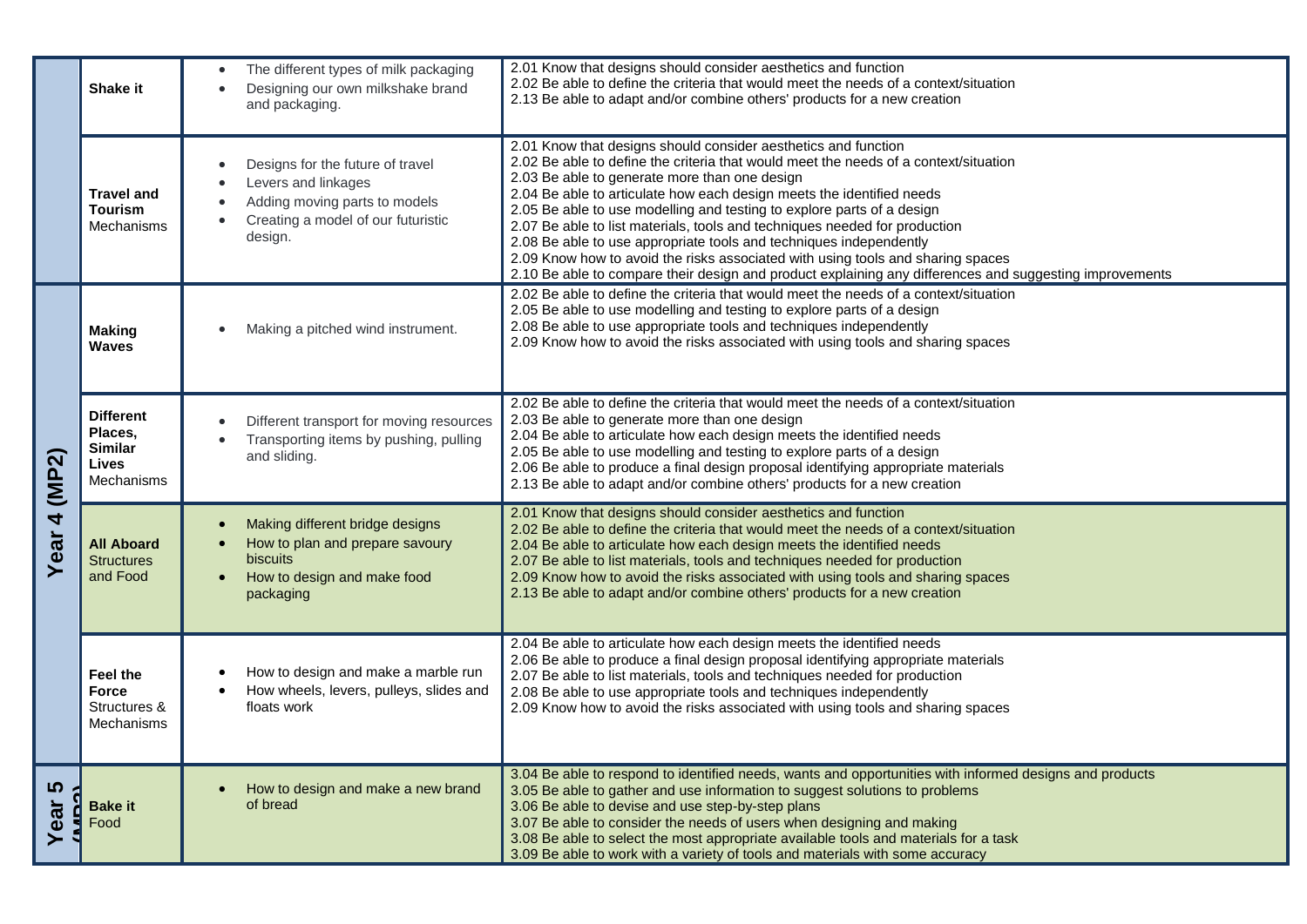| Year | Unit | Content | Objectives |
|---|---|---|---|
| | **Shake it** | • The different types of milk packaging<br>• Designing our own milkshake brand and packaging. | 2.01 Know that designs should consider aesthetics and function<br>2.02 Be able to define the criteria that would meet the needs of a context/situation<br>2.13 Be able to adapt and/or combine others' products for a new creation |
| | **Travel and Tourism** Mechanisms | • Designs for the future of travel<br>• Levers and linkages<br>• Adding moving parts to models<br>• Creating a model of our futuristic design. | 2.01 Know that designs should consider aesthetics and function<br>2.02 Be able to define the criteria that would meet the needs of a context/situation<br>2.03 Be able to generate more than one design<br>2.04 Be able to articulate how each design meets the identified needs<br>2.05 Be able to use modelling and testing to explore parts of a design<br>2.07 Be able to list materials, tools and techniques needed for production<br>2.08 Be able to use appropriate tools and techniques independently<br>2.09 Know how to avoid the risks associated with using tools and sharing spaces<br>2.10 Be able to compare their design and product explaining any differences and suggesting improvements |
| **Year 4 (MP2)** | **Making Waves** | • Making a pitched wind instrument. | 2.02 Be able to define the criteria that would meet the needs of a context/situation<br>2.05 Be able to use modelling and testing to explore parts of a design<br>2.08 Be able to use appropriate tools and techniques independently<br>2.09 Know how to avoid the risks associated with using tools and sharing spaces |
| | **Different Places, Similar Lives** Mechanisms | • Different transport for moving resources<br>• Transporting items by pushing, pulling and sliding. | 2.02 Be able to define the criteria that would meet the needs of a context/situation<br>2.03 Be able to generate more than one design<br>2.04 Be able to articulate how each design meets the identified needs<br>2.05 Be able to use modelling and testing to explore parts of a design<br>2.06 Be able to produce a final design proposal identifying appropriate materials<br>2.13 Be able to adapt and/or combine others' products for a new creation |
| | **All Aboard** Structures and Food | • Making different bridge designs<br>• How to plan and prepare savoury biscuits<br>• How to design and make food packaging | 2.01 Know that designs should consider aesthetics and function<br>2.02 Be able to define the criteria that would meet the needs of a context/situation<br>2.04 Be able to articulate how each design meets the identified needs<br>2.07 Be able to list materials, tools and techniques needed for production<br>2.09 Know how to avoid the risks associated with using tools and sharing spaces<br>2.13 Be able to adapt and/or combine others' products for a new creation |
| | **Feel the Force** Structures & Mechanisms | • How to design and make a marble run<br>• How wheels, levers, pulleys, slides and floats work | 2.04 Be able to articulate how each design meets the identified needs<br>2.06 Be able to produce a final design proposal identifying appropriate materials<br>2.07 Be able to list materials, tools and techniques needed for production<br>2.08 Be able to use appropriate tools and techniques independently<br>2.09 Know how to avoid the risks associated with using tools and sharing spaces |
| **Year 5 (MP3)** | **Bake it** Food | • How to design and make a new brand of bread | 3.04 Be able to respond to identified needs, wants and opportunities with informed designs and products<br>3.05 Be able to gather and use information to suggest solutions to problems<br>3.06 Be able to devise and use step-by-step plans<br>3.07 Be able to consider the needs of users when designing and making<br>3.08 Be able to select the most appropriate available tools and materials for a task<br>3.09 Be able to work with a variety of tools and materials with some accuracy |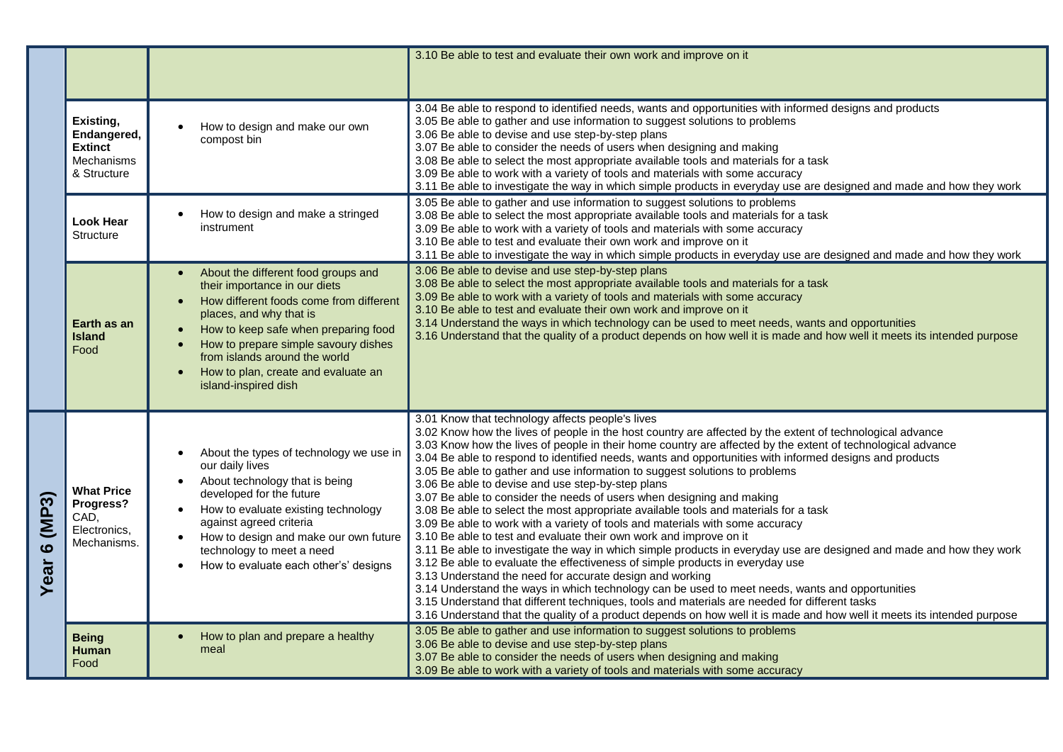| | | | |
|---|---|---|---|
| | | | 3.10 Be able to test and evaluate their own work and improve on it |
| | **Existing, Endangered, Extinct** Mechanisms & Structure | • How to design and make our own compost bin | 3.04 Be able to respond to identified needs, wants and opportunities with informed designs and products<br>3.05 Be able to gather and use information to suggest solutions to problems<br>3.06 Be able to devise and use step-by-step plans<br>3.07 Be able to consider the needs of users when designing and making<br>3.08 Be able to select the most appropriate available tools and materials for a task<br>3.09 Be able to work with a variety of tools and materials with some accuracy<br>3.11 Be able to investigate the way in which simple products in everyday use are designed and made and how they work |
| | **Look Hear** Structure | • How to design and make a stringed instrument | 3.05 Be able to gather and use information to suggest solutions to problems<br>3.08 Be able to select the most appropriate available tools and materials for a task<br>3.09 Be able to work with a variety of tools and materials with some accuracy<br>3.10 Be able to test and evaluate their own work and improve on it<br>3.11 Be able to investigate the way in which simple products in everyday use are designed and made and how they work |
| | **Earth as an Island** Food | • About the different food groups and their importance in our diets<br>• How different foods come from different places, and why that is<br>• How to keep safe when preparing food<br>• How to prepare simple savoury dishes from islands around the world<br>• How to plan, create and evaluate an island-inspired dish | 3.06 Be able to devise and use step-by-step plans<br>3.08 Be able to select the most appropriate available tools and materials for a task<br>3.09 Be able to work with a variety of tools and materials with some accuracy<br>3.10 Be able to test and evaluate their own work and improve on it<br>3.14 Understand the ways in which technology can be used to meet needs, wants and opportunities<br>3.16 Understand that the quality of a product depends on how well it is made and how well it meets its intended purpose |
| **Year 6 (MP3)** | **What Price Progress?** CAD, Electronics, Mechanisms. | • About the types of technology we use in our daily lives<br>• About technology that is being developed for the future<br>• How to evaluate existing technology against agreed criteria<br>• How to design and make our own future technology to meet a need<br>• How to evaluate each other's' designs | 3.01 Know that technology affects people's lives<br>3.02 Know how the lives of people in the host country are affected by the extent of technological advance<br>3.03 Know how the lives of people in their home country are affected by the extent of technological advance<br>3.04 Be able to respond to identified needs, wants and opportunities with informed designs and products<br>3.05 Be able to gather and use information to suggest solutions to problems<br>3.06 Be able to devise and use step-by-step plans<br>3.07 Be able to consider the needs of users when designing and making<br>3.08 Be able to select the most appropriate available tools and materials for a task<br>3.09 Be able to work with a variety of tools and materials with some accuracy<br>3.10 Be able to test and evaluate their own work and improve on it<br>3.11 Be able to investigate the way in which simple products in everyday use are designed and made and how they work<br>3.12 Be able to evaluate the effectiveness of simple products in everyday use<br>3.13 Understand the need for accurate design and working<br>3.14 Understand the ways in which technology can be used to meet needs, wants and opportunities<br>3.15 Understand that different techniques, tools and materials are needed for different tasks<br>3.16 Understand that the quality of a product depends on how well it is made and how well it meets its intended purpose |
| | **Being Human** Food | • How to plan and prepare a healthy meal | 3.05 Be able to gather and use information to suggest solutions to problems<br>3.06 Be able to devise and use step-by-step plans<br>3.07 Be able to consider the needs of users when designing and making<br>3.09 Be able to work with a variety of tools and materials with some accuracy |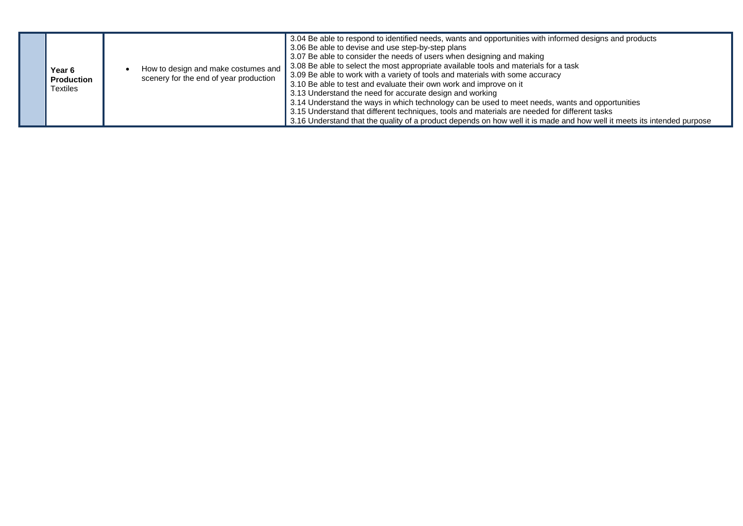| | | | |
|---|---|---|---|
| | **Year 6 Production** Textiles | • How to design and make costumes and scenery for the end of year production | 3.04 Be able to respond to identified needs, wants and opportunities with informed designs and products<br>3.06 Be able to devise and use step-by-step plans<br>3.07 Be able to consider the needs of users when designing and making<br>3.08 Be able to select the most appropriate available tools and materials for a task<br>3.09 Be able to work with a variety of tools and materials with some accuracy<br>3.10 Be able to test and evaluate their own work and improve on it<br>3.13 Understand the need for accurate design and working<br>3.14 Understand the ways in which technology can be used to meet needs, wants and opportunities<br>3.15 Understand that different techniques, tools and materials are needed for different tasks<br>3.16 Understand that the quality of a product depends on how well it is made and how well it meets its intended purpose |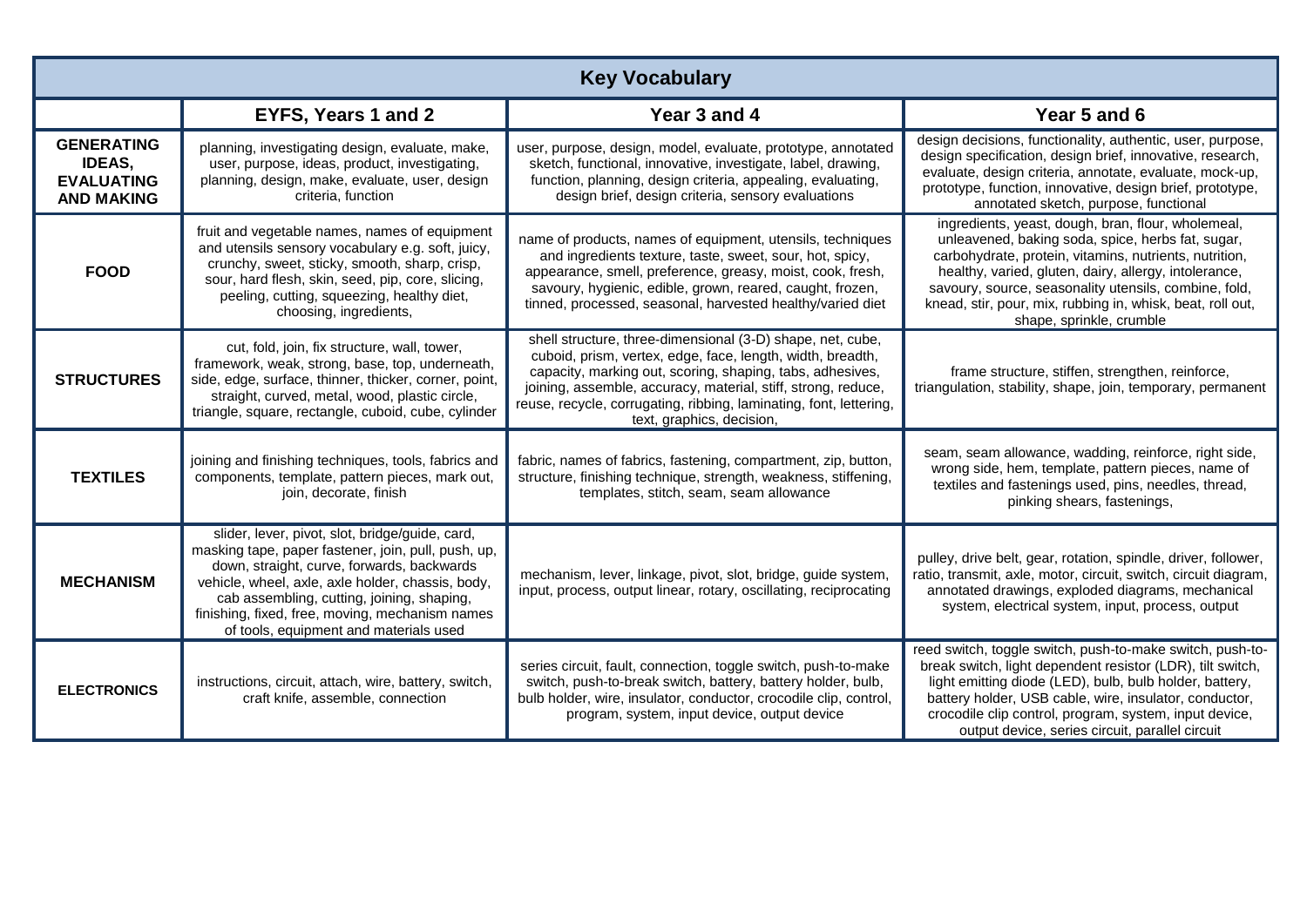| Key Vocabulary | | | |
|---|---|---|---|
| | **EYFS, Years 1 and 2** | **Year 3 and 4** | **Year 5 and 6** |
| **GENERATING IDEAS, EVALUATING AND MAKING** | planning, investigating design, evaluate, make, user, purpose, ideas, product, investigating, planning, design, make, evaluate, user, design criteria, function | user, purpose, design, model, evaluate, prototype, annotated sketch, functional, innovative, investigate, label, drawing, function, planning, design criteria, appealing, evaluating, design brief, design criteria, sensory evaluations | design decisions, functionality, authentic, user, purpose, design specification, design brief, innovative, research, evaluate, design criteria, annotate, evaluate, mock-up, prototype, function, innovative, design brief, prototype, annotated sketch, purpose, functional |
| **FOOD** | fruit and vegetable names, names of equipment and utensils sensory vocabulary e.g. soft, juicy, crunchy, sweet, sticky, smooth, sharp, crisp, sour, hard flesh, skin, seed, pip, core, slicing, peeling, cutting, squeezing, healthy diet, choosing, ingredients, | name of products, names of equipment, utensils, techniques and ingredients texture, taste, sweet, sour, hot, spicy, appearance, smell, preference, greasy, moist, cook, fresh, savoury, hygienic, edible, grown, reared, caught, frozen, tinned, processed, seasonal, harvested healthy/varied diet | ingredients, yeast, dough, bran, flour, wholemeal, unleavened, baking soda, spice, herbs fat, sugar, carbohydrate, protein, vitamins, nutrients, nutrition, healthy, varied, gluten, dairy, allergy, intolerance, savoury, source, seasonality utensils, combine, fold, knead, stir, pour, mix, rubbing in, whisk, beat, roll out, shape, sprinkle, crumble |
| **STRUCTURES** | cut, fold, join, fix structure, wall, tower, framework, weak, strong, base, top, underneath, side, edge, surface, thinner, thicker, corner, point, straight, curved, metal, wood, plastic circle, triangle, square, rectangle, cuboid, cube, cylinder | shell structure, three-dimensional (3-D) shape, net, cube, cuboid, prism, vertex, edge, face, length, width, breadth, capacity, marking out, scoring, shaping, tabs, adhesives, joining, assemble, accuracy, material, stiff, strong, reduce, reuse, recycle, corrugating, ribbing, laminating, font, lettering, text, graphics, decision, | frame structure, stiffen, strengthen, reinforce, triangulation, stability, shape, join, temporary, permanent |
| **TEXTILES** | joining and finishing techniques, tools, fabrics and components, template, pattern pieces, mark out, join, decorate, finish | fabric, names of fabrics, fastening, compartment, zip, button, structure, finishing technique, strength, weakness, stiffening, templates, stitch, seam, seam allowance | seam, seam allowance, wadding, reinforce, right side, wrong side, hem, template, pattern pieces, name of textiles and fastenings used, pins, needles, thread, pinking shears, fastenings, |
| **MECHANISM** | slider, lever, pivot, slot, bridge/guide, card, masking tape, paper fastener, join, pull, push, up, down, straight, curve, forwards, backwards vehicle, wheel, axle, axle holder, chassis, body, cab assembling, cutting, joining, shaping, finishing, fixed, free, moving, mechanism names of tools, equipment and materials used | mechanism, lever, linkage, pivot, slot, bridge, guide system, input, process, output linear, rotary, oscillating, reciprocating | pulley, drive belt, gear, rotation, spindle, driver, follower, ratio, transmit, axle, motor, circuit, switch, circuit diagram, annotated drawings, exploded diagrams, mechanical system, electrical system, input, process, output |
| **ELECTRONICS** | instructions, circuit, attach, wire, battery, switch, craft knife, assemble, connection | series circuit, fault, connection, toggle switch, push-to-make switch, push-to-break switch, battery, battery holder, bulb, bulb holder, wire, insulator, conductor, crocodile clip, control, program, system, input device, output device | reed switch, toggle switch, push-to-make switch, push-to-break switch, light dependent resistor (LDR), tilt switch, light emitting diode (LED), bulb, bulb holder, battery, battery holder, USB cable, wire, insulator, conductor, crocodile clip control, program, system, input device, output device, series circuit, parallel circuit |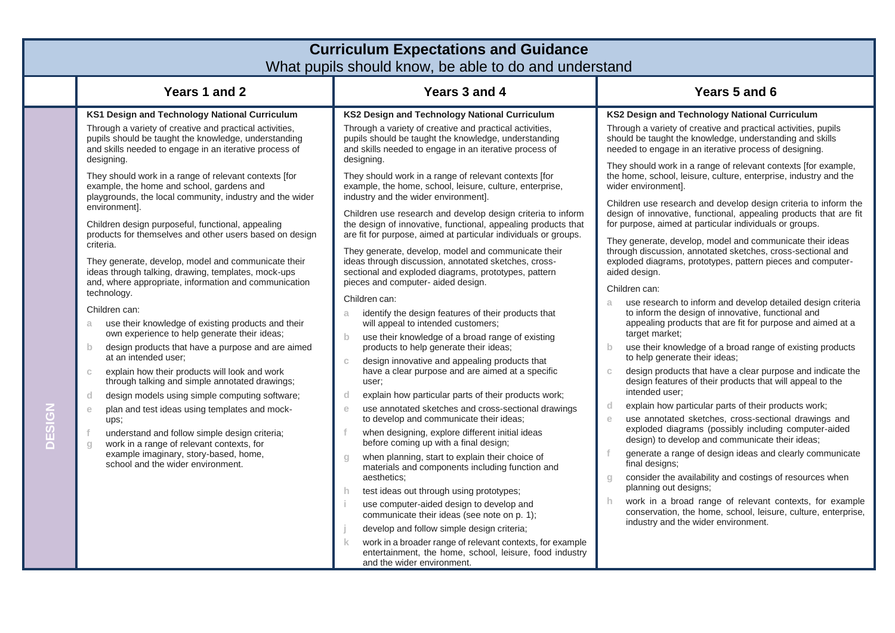# Curriculum Expectations and Guidance

What pupils should know, be able to do and understand

| | Years 1 and 2 | Years 3 and 4 | Years 5 and 6 |
|---|---|---|---|
| **DESIGN** | **KS1 Design and Technology National Curriculum**<br><br>Through a variety of creative and practical activities, pupils should be taught the knowledge, understanding and skills needed to engage in an iterative process of designing.<br><br>They should work in a range of relevant contexts [for example, the home and school, gardens and playgrounds, the local community, industry and the wider environment].<br><br>Children design purposeful, functional, appealing products for themselves and other users based on design criteria.<br><br>They generate, develop, model and communicate their ideas through talking, drawing, templates, mock-ups and, where appropriate, information and communication technology.<br><br>Children can:<br>a use their knowledge of existing products and their own experience to help generate their ideas;<br>b design products that have a purpose and are aimed at an intended user;<br>c explain how their products will look and work through talking and simple annotated drawings;<br>d design models using simple computing software;<br>e plan and test ideas using templates and mock-ups;<br>f understand and follow simple design criteria;<br>g work in a range of relevant contexts, for example imaginary, story-based, home, school and the wider environment. | **KS2 Design and Technology National Curriculum**<br><br>Through a variety of creative and practical activities, pupils should be taught the knowledge, understanding and skills needed to engage in an iterative process of designing.<br><br>They should work in a range of relevant contexts [for example, the home, school, leisure, culture, enterprise, industry and the wider environment].<br><br>Children use research and develop design criteria to inform the design of innovative, functional, appealing products that are fit for purpose, aimed at particular individuals or groups.<br><br>They generate, develop, model and communicate their ideas through discussion, annotated sketches, cross-sectional and exploded diagrams, prototypes, pattern pieces and computer- aided design.<br><br>Children can:<br>a identify the design features of their products that will appeal to intended customers;<br>b use their knowledge of a broad range of existing products to help generate their ideas;<br>c design innovative and appealing products that have a clear purpose and are aimed at a specific user;<br>d explain how particular parts of their products work;<br>e use annotated sketches and cross-sectional drawings to develop and communicate their ideas;<br>f when designing, explore different initial ideas before coming up with a final design;<br>g when planning, start to explain their choice of materials and components including function and aesthetics;<br>h test ideas out through using prototypes;<br>i use computer-aided design to develop and communicate their ideas (see note on p. 1);<br>j develop and follow simple design criteria;<br>k work in a broader range of relevant contexts, for example entertainment, the home, school, leisure, food industry and the wider environment. | **KS2 Design and Technology National Curriculum**<br><br>Through a variety of creative and practical activities, pupils should be taught the knowledge, understanding and skills needed to engage in an iterative process of designing.<br><br>They should work in a range of relevant contexts [for example, the home, school, leisure, culture, enterprise, industry and the wider environment].<br><br>Children use research and develop design criteria to inform the design of innovative, functional, appealing products that are fit for purpose, aimed at particular individuals or groups.<br><br>They generate, develop, model and communicate their ideas through discussion, annotated sketches, cross-sectional and exploded diagrams, prototypes, pattern pieces and computer-aided design.<br><br>Children can:<br>a use research to inform and develop detailed design criteria to inform the design of innovative, functional and appealing products that are fit for purpose and aimed at a target market;<br>b use their knowledge of a broad range of existing products to help generate their ideas;<br>c design products that have a clear purpose and indicate the design features of their products that will appeal to the intended user;<br>d explain how particular parts of their products work;<br>e use annotated sketches, cross-sectional drawings and exploded diagrams (possibly including computer-aided design) to develop and communicate their ideas;<br>f generate a range of design ideas and clearly communicate final designs;<br>g consider the availability and costings of resources when planning out designs;<br>h work in a broad range of relevant contexts, for example conservation, the home, school, leisure, culture, enterprise, industry and the wider environment. |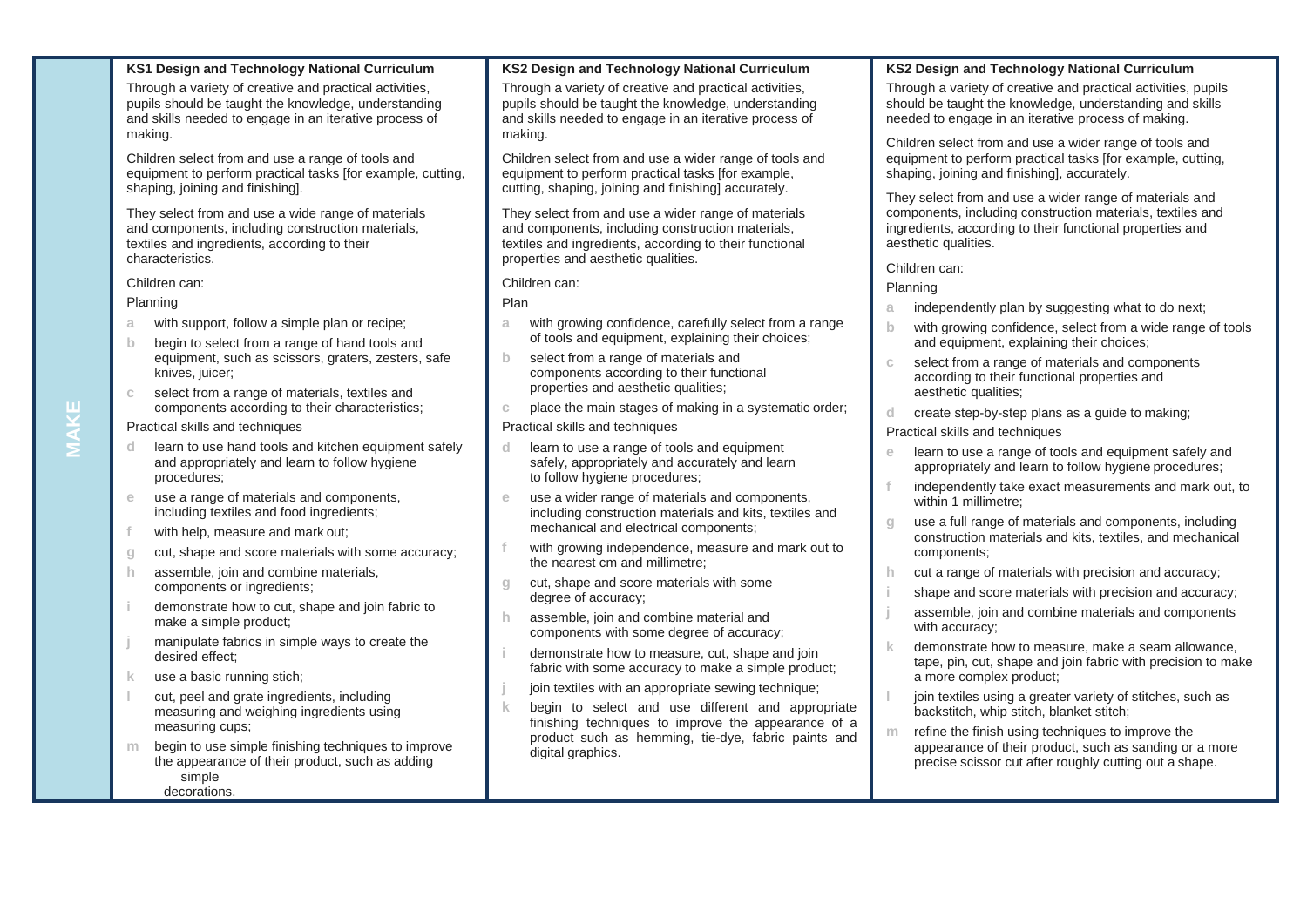# MAKE

## KS1 Design and Technology National Curriculum

Through a variety of creative and practical activities, pupils should be taught the knowledge, understanding and skills needed to engage in an iterative process of making.

Children select from and use a range of tools and equipment to perform practical tasks [for example, cutting, shaping, joining and finishing].

They select from and use a wide range of materials and components, including construction materials, textiles and ingredients, according to their characteristics.

Children can:

Planning

- a with support, follow a simple plan or recipe;
- b begin to select from a range of hand tools and equipment, such as scissors, graters, zesters, safe knives, juicer;
- c select from a range of materials, textiles and components according to their characteristics;

Practical skills and techniques

- d learn to use hand tools and kitchen equipment safely and appropriately and learn to follow hygiene procedures;
- e use a range of materials and components, including textiles and food ingredients;
- f with help, measure and mark out;
- g cut, shape and score materials with some accuracy;
- h assemble, join and combine materials, components or ingredients;
- i demonstrate how to cut, shape and join fabric to make a simple product;
- j manipulate fabrics in simple ways to create the desired effect;
- k use a basic running stich;
- l cut, peel and grate ingredients, including measuring and weighing ingredients using measuring cups;
- m begin to use simple finishing techniques to improve the appearance of their product, such as adding simple decorations.

## KS2 Design and Technology National Curriculum

Through a variety of creative and practical activities, pupils should be taught the knowledge, understanding and skills needed to engage in an iterative process of making.

Children select from and use a wider range of tools and equipment to perform practical tasks [for example, cutting, shaping, joining and finishing] accurately.

They select from and use a wider range of materials and components, including construction materials, textiles and ingredients, according to their functional properties and aesthetic qualities.

Children can:

Plan

- a with growing confidence, carefully select from a range of tools and equipment, explaining their choices;
- b select from a range of materials and components according to their functional properties and aesthetic qualities;
- c place the main stages of making in a systematic order;

Practical skills and techniques

- d learn to use a range of tools and equipment safely, appropriately and accurately and learn to follow hygiene procedures;
- e use a wider range of materials and components, including construction materials and kits, textiles and mechanical and electrical components;
- f with growing independence, measure and mark out to the nearest cm and millimetre;
- g cut, shape and score materials with some degree of accuracy;
- h assemble, join and combine material and components with some degree of accuracy;
- i demonstrate how to measure, cut, shape and join fabric with some accuracy to make a simple product;
- j join textiles with an appropriate sewing technique;
- k begin to select and use different and appropriate finishing techniques to improve the appearance of a product such as hemming, tie-dye, fabric paints and digital graphics.

## KS2 Design and Technology National Curriculum

Through a variety of creative and practical activities, pupils should be taught the knowledge, understanding and skills needed to engage in an iterative process of making.

Children select from and use a wider range of tools and equipment to perform practical tasks [for example, cutting, shaping, joining and finishing], accurately.

They select from and use a wider range of materials and components, including construction materials, textiles and ingredients, according to their functional properties and aesthetic qualities.

Children can:

Planning

- a independently plan by suggesting what to do next;
- b with growing confidence, select from a wide range of tools and equipment, explaining their choices;
- c select from a range of materials and components according to their functional properties and aesthetic qualities;
- d create step-by-step plans as a guide to making;

Practical skills and techniques

- e learn to use a range of tools and equipment safely and appropriately and learn to follow hygiene procedures;
- f independently take exact measurements and mark out, to within 1 millimetre;
- g use a full range of materials and components, including construction materials and kits, textiles, and mechanical components;
- h cut a range of materials with precision and accuracy;
- i shape and score materials with precision and accuracy;
- j assemble, join and combine materials and components with accuracy;
- k demonstrate how to measure, make a seam allowance, tape, pin, cut, shape and join fabric with precision to make a more complex product;
- l join textiles using a greater variety of stitches, such as backstitch, whip stitch, blanket stitch;
- m refine the finish using techniques to improve the appearance of their product, such as sanding or a more precise scissor cut after roughly cutting out a shape.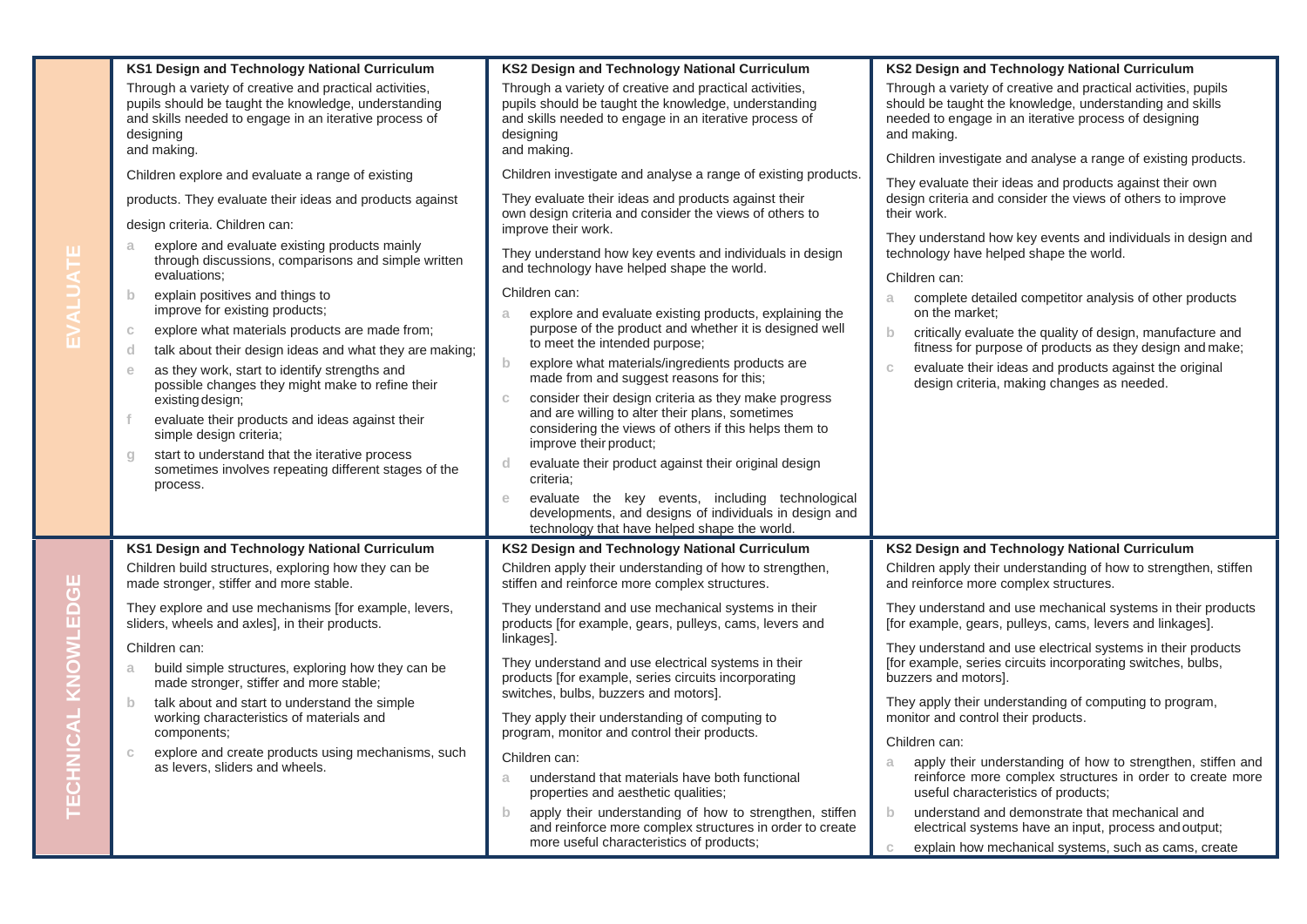| | KS1 Design and Technology National Curriculum | KS2 Design and Technology National Curriculum | KS2 Design and Technology National Curriculum |
|---|---|---|---|
| **EVALUATE** | Through a variety of creative and practical activities, pupils should be taught the knowledge, understanding and skills needed to engage in an iterative process of designing and making.<br><br>Children explore and evaluate a range of existing products. They evaluate their ideas and products against design criteria. Children can:<br><br>a explore and evaluate existing products mainly through discussions, comparisons and simple written evaluations;<br>b explain positives and things to improve for existing products;<br>c explore what materials products are made from;<br>d talk about their design ideas and what they are making;<br>e as they work, start to identify strengths and possible changes they might make to refine their existing design;<br>f evaluate their products and ideas against their simple design criteria;<br>g start to understand that the iterative process sometimes involves repeating different stages of the process. | Through a variety of creative and practical activities, pupils should be taught the knowledge, understanding and skills needed to engage in an iterative process of designing and making.<br><br>Children investigate and analyse a range of existing products.<br><br>They evaluate their ideas and products against their own design criteria and consider the views of others to improve their work.<br><br>They understand how key events and individuals in design and technology have helped shape the world.<br><br>Children can:<br><br>a explore and evaluate existing products, explaining the purpose of the product and whether it is designed well to meet the intended purpose;<br>b explore what materials/ingredients products are made from and suggest reasons for this;<br>c consider their design criteria as they make progress and are willing to alter their plans, sometimes considering the views of others if this helps them to improve their product;<br>d evaluate their product against their original design criteria;<br>e evaluate the key events, including technological developments, and designs of individuals in design and technology that have helped shape the world. | Through a variety of creative and practical activities, pupils should be taught the knowledge, understanding and skills needed to engage in an iterative process of designing and making.<br><br>Children investigate and analyse a range of existing products.<br><br>They evaluate their ideas and products against their own design criteria and consider the views of others to improve their work.<br><br>They understand how key events and individuals in design and technology have helped shape the world.<br><br>Children can:<br><br>a complete detailed competitor analysis of other products on the market;<br>b critically evaluate the quality of design, manufacture and fitness for purpose of products as they design and make;<br>c evaluate their ideas and products against the original design criteria, making changes as needed. |
| | **KS1 Design and Technology National Curriculum** | **KS2 Design and Technology National Curriculum** | **KS2 Design and Technology National Curriculum** |
| **TECHNICAL KNOWLEDGE** | Children build structures, exploring how they can be made stronger, stiffer and more stable.<br><br>They explore and use mechanisms [for example, levers, sliders, wheels and axles], in their products.<br><br>Children can:<br><br>a build simple structures, exploring how they can be made stronger, stiffer and more stable;<br>b talk about and start to understand the simple working characteristics of materials and components;<br>c explore and create products using mechanisms, such as levers, sliders and wheels. | Children apply their understanding of how to strengthen, stiffen and reinforce more complex structures.<br><br>They understand and use mechanical systems in their products [for example, gears, pulleys, cams, levers and linkages].<br><br>They understand and use electrical systems in their products [for example, series circuits incorporating switches, bulbs, buzzers and motors].<br><br>They apply their understanding of computing to program, monitor and control their products.<br><br>Children can:<br><br>a understand that materials have both functional properties and aesthetic qualities;<br>b apply their understanding of how to strengthen, stiffen and reinforce more complex structures in order to create more useful characteristics of products; | Children apply their understanding of how to strengthen, stiffen and reinforce more complex structures.<br><br>They understand and use mechanical systems in their products [for example, gears, pulleys, cams, levers and linkages].<br><br>They understand and use electrical systems in their products [for example, series circuits incorporating switches, bulbs, buzzers and motors].<br><br>They apply their understanding of computing to program, monitor and control their products.<br><br>Children can:<br><br>a apply their understanding of how to strengthen, stiffen and reinforce more complex structures in order to create more useful characteristics of products;<br>b understand and demonstrate that mechanical and electrical systems have an input, process and output;<br>c explain how mechanical systems, such as cams, create |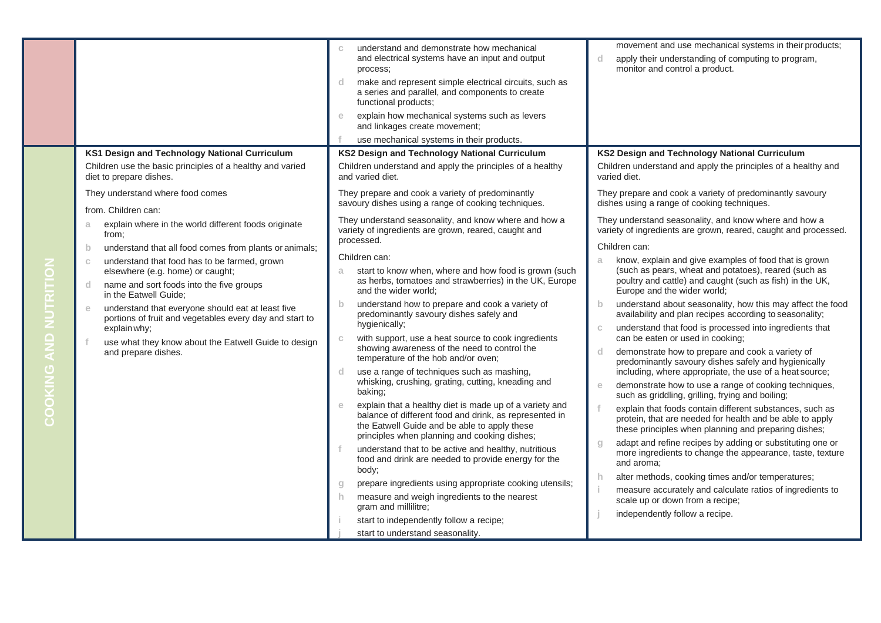| | | | |
|---|---|---|---|
| | | c understand and demonstrate how mechanical and electrical systems have an input and output process;<br>d make and represent simple electrical circuits, such as a series and parallel, and components to create functional products;<br>e explain how mechanical systems such as levers and linkages create movement;<br>f use mechanical systems in their products. | movement and use mechanical systems in their products;<br>d apply their understanding of computing to program, monitor and control a product. |
| COOKING AND NUTRITION | **KS1 Design and Technology National Curriculum**<br>Children use the basic principles of a healthy and varied diet to prepare dishes.<br>They understand where food comes from. Children can:<br>a explain where in the world different foods originate from;<br>b understand that all food comes from plants or animals;<br>c understand that food has to be farmed, grown elsewhere (e.g. home) or caught;<br>d name and sort foods into the five groups in the Eatwell Guide;<br>e understand that everyone should eat at least five portions of fruit and vegetables every day and start to explain why;<br>f use what they know about the Eatwell Guide to design and prepare dishes. | **KS2 Design and Technology National Curriculum**<br>Children understand and apply the principles of a healthy and varied diet.<br>They prepare and cook a variety of predominantly savoury dishes using a range of cooking techniques.<br>They understand seasonality, and know where and how a variety of ingredients are grown, reared, caught and processed.<br>Children can:<br>a start to know when, where and how food is grown (such as herbs, tomatoes and strawberries) in the UK, Europe and the wider world;<br>b understand how to prepare and cook a variety of predominantly savoury dishes safely and hygienically;<br>c with support, use a heat source to cook ingredients showing awareness of the need to control the temperature of the hob and/or oven;<br>d use a range of techniques such as mashing, whisking, crushing, grating, cutting, kneading and baking;<br>e explain that a healthy diet is made up of a variety and balance of different food and drink, as represented in the Eatwell Guide and be able to apply these principles when planning and cooking dishes;<br>f understand that to be active and healthy, nutritious food and drink are needed to provide energy for the body;<br>g prepare ingredients using appropriate cooking utensils;<br>h measure and weigh ingredients to the nearest gram and millilitre;<br>i start to independently follow a recipe;<br>j start to understand seasonality. | **KS2 Design and Technology National Curriculum**<br>Children understand and apply the principles of a healthy and varied diet.<br>They prepare and cook a variety of predominantly savoury dishes using a range of cooking techniques.<br>They understand seasonality, and know where and how a variety of ingredients are grown, reared, caught and processed.<br>Children can:<br>a know, explain and give examples of food that is grown (such as pears, wheat and potatoes), reared (such as poultry and cattle) and caught (such as fish) in the UK, Europe and the wider world;<br>b understand about seasonality, how this may affect the food availability and plan recipes according to seasonality;<br>c understand that food is processed into ingredients that can be eaten or used in cooking;<br>d demonstrate how to prepare and cook a variety of predominantly savoury dishes safely and hygienically including, where appropriate, the use of a heat source;<br>e demonstrate how to use a range of cooking techniques, such as griddling, grilling, frying and boiling;<br>f explain that foods contain different substances, such as protein, that are needed for health and be able to apply these principles when planning and preparing dishes;<br>g adapt and refine recipes by adding or substituting one or more ingredients to change the appearance, taste, texture and aroma;<br>h alter methods, cooking times and/or temperatures;<br>i measure accurately and calculate ratios of ingredients to scale up or down from a recipe;<br>j independently follow a recipe. |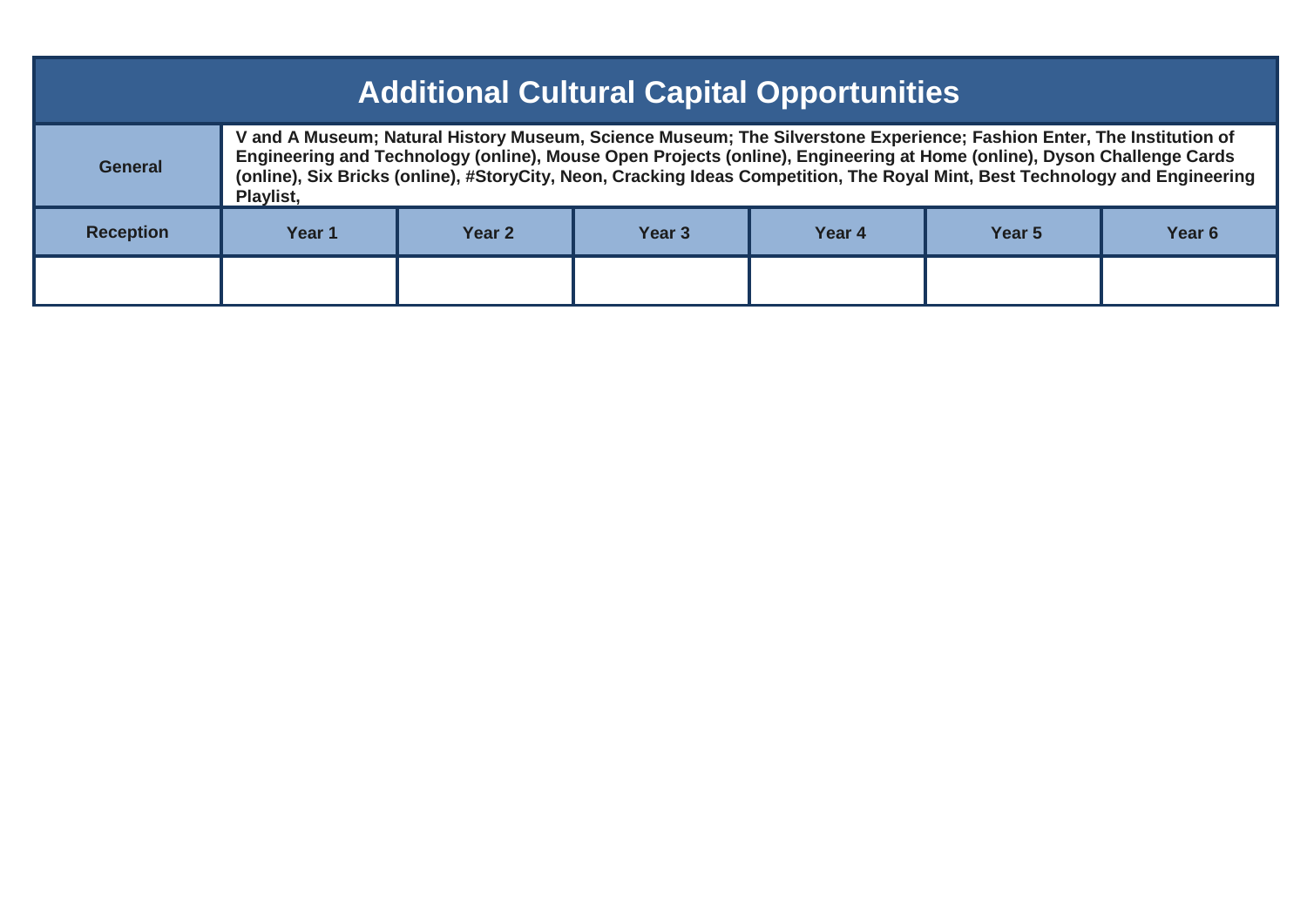| Additional Cultural Capital Opportunities | | | | | | |
|---|---|---|---|---|---|---|
| General | V and A Museum; Natural History Museum, Science Museum; The Silverstone Experience; Fashion Enter, The Institution of Engineering and Technology (online), Mouse Open Projects (online), Engineering at Home (online), Dyson Challenge Cards (online), Six Bricks (online), #StoryCity, Neon, Cracking Ideas Competition, The Royal Mint, Best Technology and Engineering Playlist, | | | | | |
| Reception | Year 1 | Year 2 | Year 3 | Year 4 | Year 5 | Year 6 |
| | | | | | | |